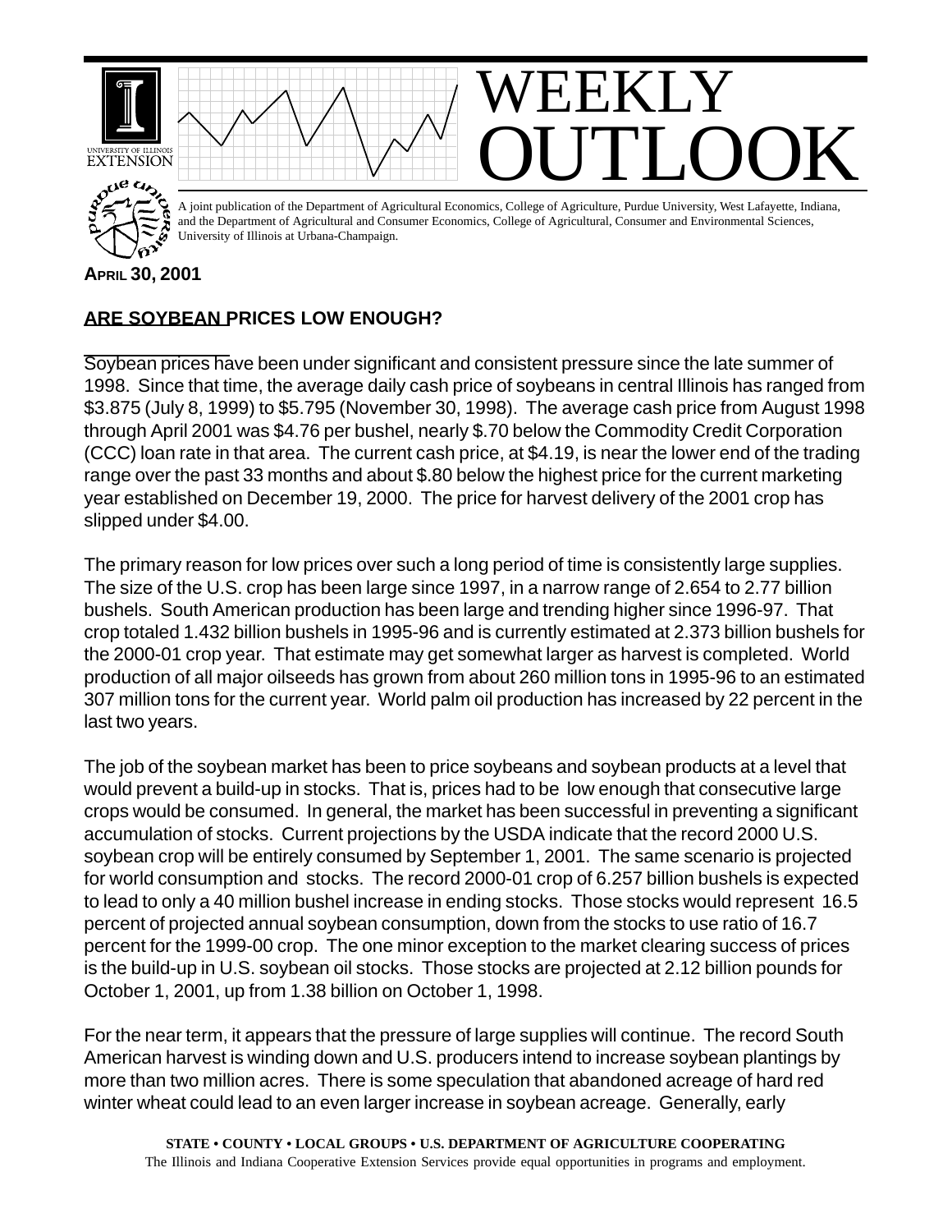# WEEKLY OUTLOOK

A joint publication of the Department of Agricultural Economics, College of Agriculture, Purdue University, West Lafayette, Indiana, and the Department of Agricultural and Consumer Economics, College of Agricultural, Consumer and Environmental Sciences, University of Illinois at Urbana-Champaign.

**APRIL 30, 2001**

## ARE SOYBEAN PRICES LOW ENOUGH?

Soybean prices have been under significant and consistent pressure since the late summer of 1998. Since that time, the average daily cash price of soybeans in central Illinois has ranged from $3.875 (July 8, 1999) to $5.795 (November 30, 1998). The average cash price from August 1998 through April 2001 was $4.76 per bushel, nearly $.70 below the Commodity Credit Corporation (CCC) loan rate in that area. The current cash price, at $4.19, is near the lower end of the trading range over the past 33 months and about $.80 below the highest price for the current marketing year established on December 19, 2000. The price for harvest delivery of the 2001 crop has slipped under $4.00.

The primary reason for low prices over such a long period of time is consistently large supplies. The size of the U.S. crop has been large since 1997, in a narrow range of 2.654 to 2.77 billion bushels. South American production has been large and trending higher since 1996-97. That crop totaled 1.432 billion bushels in 1995-96 and is currently estimated at 2.373 billion bushels for the 2000-01 crop year. That estimate may get somewhat larger as harvest is completed. World production of all major oilseeds has grown from about 260 million tons in 1995-96 to an estimated 307 million tons for the current year. World palm oil production has increased by 22 percent in the last two years.

The job of the soybean market has been to price soybeans and soybean products at a level that would prevent a build-up in stocks. That is, prices had to be low enough that consecutive large crops would be consumed. In general, the market has been successful in preventing a significant accumulation of stocks. Current projections by the USDA indicate that the record 2000 U.S. soybean crop will be entirely consumed by September 1, 2001. The same scenario is projected for world consumption and stocks. The record 2000-01 crop of 6.257 billion bushels is expected to lead to only a 40 million bushel increase in ending stocks. Those stocks would represent 16.5 percent of projected annual soybean consumption, down from the stocks to use ratio of 16.7 percent for the 1999-00 crop. The one minor exception to the market clearing success of prices is the build-up in U.S. soybean oil stocks. Those stocks are projected at 2.12 billion pounds for October 1, 2001, up from 1.38 billion on October 1, 1998.

For the near term, it appears that the pressure of large supplies will continue. The record South American harvest is winding down and U.S. producers intend to increase soybean plantings by more than two million acres. There is some speculation that abandoned acreage of hard red winter wheat could lead to an even larger increase in soybean acreage. Generally, early

STATE • COUNTY • LOCAL GROUPS • U.S. DEPARTMENT OF AGRICULTURE COOPERATING
The Illinois and Indiana Cooperative Extension Services provide equal opportunities in programs and employment.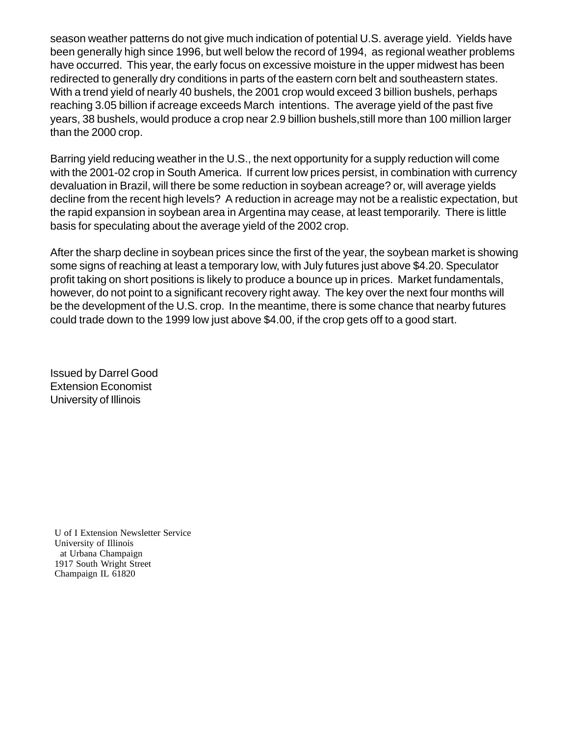season weather patterns do not give much indication of potential U.S. average yield. Yields have been generally high since 1996, but well below the record of 1994, as regional weather problems have occurred. This year, the early focus on excessive moisture in the upper midwest has been redirected to generally dry conditions in parts of the eastern corn belt and southeastern states. With a trend yield of nearly 40 bushels, the 2001 crop would exceed 3 billion bushels, perhaps reaching 3.05 billion if acreage exceeds March intentions. The average yield of the past five years, 38 bushels, would produce a crop near 2.9 billion bushels,still more than 100 million larger than the 2000 crop.

Barring yield reducing weather in the U.S., the next opportunity for a supply reduction will come with the 2001-02 crop in South America. If current low prices persist, in combination with currency devaluation in Brazil, will there be some reduction in soybean acreage? or, will average yields decline from the recent high levels? A reduction in acreage may not be a realistic expectation, but the rapid expansion in soybean area in Argentina may cease, at least temporarily. There is little basis for speculating about the average yield of the 2002 crop.

After the sharp decline in soybean prices since the first of the year, the soybean market is showing some signs of reaching at least a temporary low, with July futures just above $4.20. Speculator profit taking on short positions is likely to produce a bounce up in prices. Market fundamentals, however, do not point to a significant recovery right away. The key over the next four months will be the development of the U.S. crop. In the meantime, there is some chance that nearby futures could trade down to the 1999 low just above $4.00, if the crop gets off to a good start.

Issued by Darrel Good
Extension Economist
University of Illinois

U of I Extension Newsletter Service
University of Illinois
at Urbana Champaign
1917 South Wright Street
Champaign IL 61820